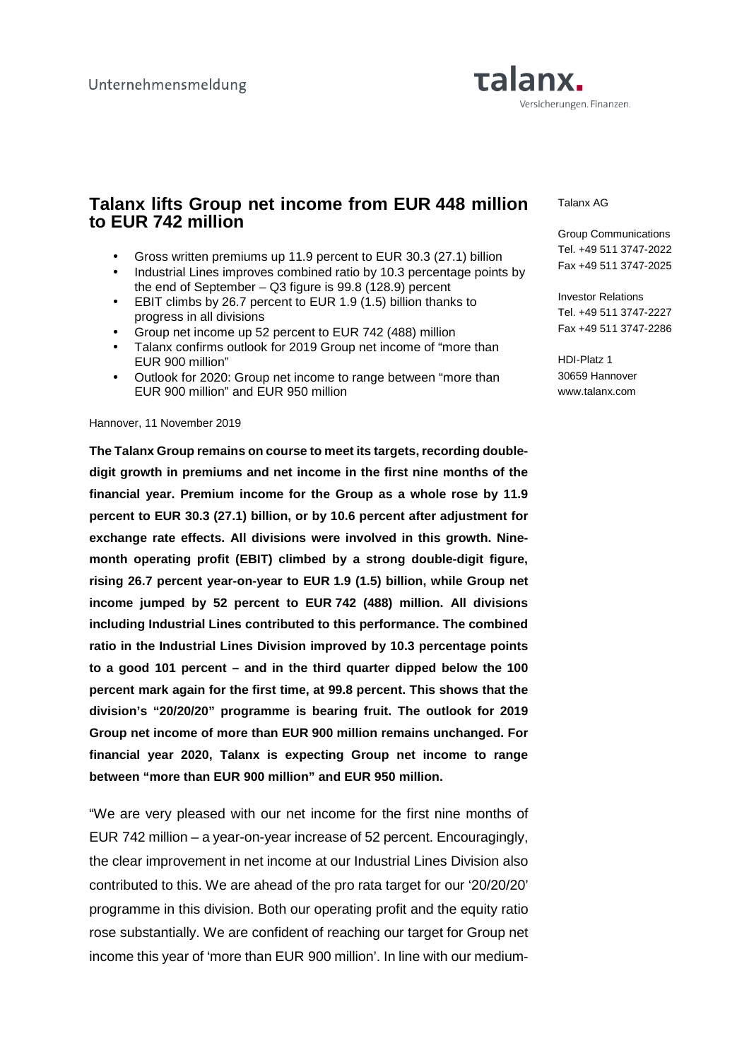Unternehmensmeldung

# Talanx lifts Group net income from EUR 448 million to EUR 742 million

- Gross written premiums up 11.9 percent to EUR 30.3 (27.1) billion
- Industrial Lines improves combined ratio by 10.3 percentage points by the end of September – Q3 figure is 99.8 (128.9) percent
- EBIT climbs by 26.7 percent to EUR 1.9 (1.5) billion thanks to progress in all divisions
- Group net income up 52 percent to EUR 742 (488) million
- Talanx confirms outlook for 2019 Group net income of "more than EUR 900 million"
- Outlook for 2020: Group net income to range between "more than EUR 900 million" and EUR 950 million

Talanx AG

Group Communications
Tel. +49 511 3747-2022
Fax +49 511 3747-2025

Investor Relations
Tel. +49 511 3747-2227
Fax +49 511 3747-2286

HDI-Platz 1
30659 Hannover
www.talanx.com

Hannover, 11 November 2019

**The Talanx Group remains on course to meet its targets, recording double-digit growth in premiums and net income in the first nine months of the financial year. Premium income for the Group as a whole rose by 11.9 percent to EUR 30.3 (27.1) billion, or by 10.6 percent after adjustment for exchange rate effects. All divisions were involved in this growth. Nine-month operating profit (EBIT) climbed by a strong double-digit figure, rising 26.7 percent year-on-year to EUR 1.9 (1.5) billion, while Group net income jumped by 52 percent to EUR 742 (488) million. All divisions including Industrial Lines contributed to this performance. The combined ratio in the Industrial Lines Division improved by 10.3 percentage points to a good 101 percent – and in the third quarter dipped below the 100 percent mark again for the first time, at 99.8 percent. This shows that the division's "20/20/20" programme is bearing fruit. The outlook for 2019 Group net income of more than EUR 900 million remains unchanged. For financial year 2020, Talanx is expecting Group net income to range between "more than EUR 900 million" and EUR 950 million.**

"We are very pleased with our net income for the first nine months of EUR 742 million – a year-on-year increase of 52 percent. Encouragingly, the clear improvement in net income at our Industrial Lines Division also contributed to this. We are ahead of the pro rata target for our '20/20/20' programme in this division. Both our operating profit and the equity ratio rose substantially. We are confident of reaching our target for Group net income this year of 'more than EUR 900 million'. In line with our medium-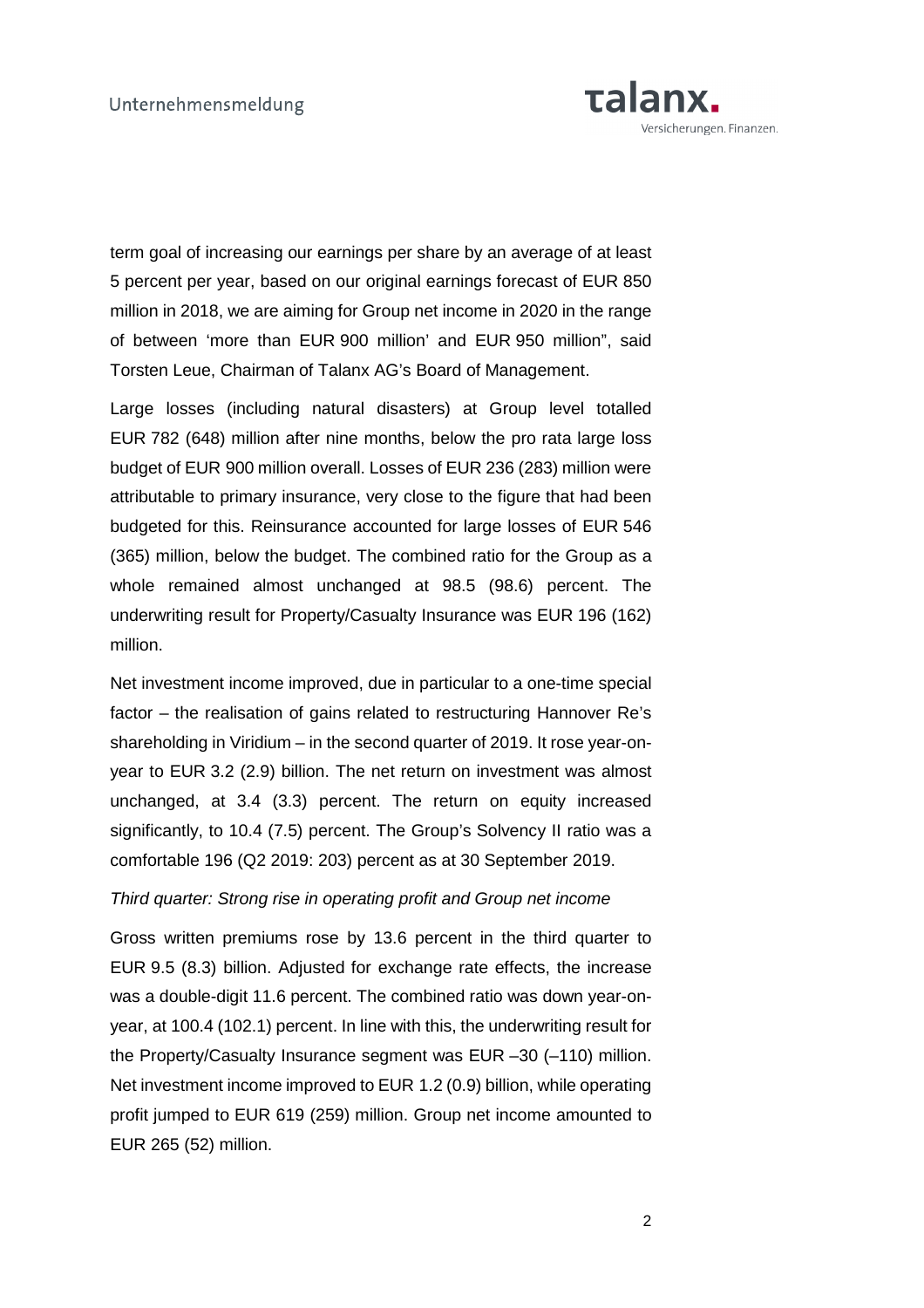term goal of increasing our earnings per share by an average of at least 5 percent per year, based on our original earnings forecast of EUR 850 million in 2018, we are aiming for Group net income in 2020 in the range of between 'more than EUR 900 million' and EUR 950 million", said Torsten Leue, Chairman of Talanx AG's Board of Management.

Large losses (including natural disasters) at Group level totalled EUR 782 (648) million after nine months, below the pro rata large loss budget of EUR 900 million overall. Losses of EUR 236 (283) million were attributable to primary insurance, very close to the figure that had been budgeted for this. Reinsurance accounted for large losses of EUR 546 (365) million, below the budget. The combined ratio for the Group as a whole remained almost unchanged at 98.5 (98.6) percent. The underwriting result for Property/Casualty Insurance was EUR 196 (162) million.

Net investment income improved, due in particular to a one-time special factor – the realisation of gains related to restructuring Hannover Re's shareholding in Viridium – in the second quarter of 2019. It rose year-on-year to EUR 3.2 (2.9) billion. The net return on investment was almost unchanged, at 3.4 (3.3) percent. The return on equity increased significantly, to 10.4 (7.5) percent. The Group's Solvency II ratio was a comfortable 196 (Q2 2019: 203) percent as at 30 September 2019.

*Third quarter: Strong rise in operating profit and Group net income*

Gross written premiums rose by 13.6 percent in the third quarter to EUR 9.5 (8.3) billion. Adjusted for exchange rate effects, the increase was a double-digit 11.6 percent. The combined ratio was down year-on-year, at 100.4 (102.1) percent. In line with this, the underwriting result for the Property/Casualty Insurance segment was EUR –30 (–110) million. Net investment income improved to EUR 1.2 (0.9) billion, while operating profit jumped to EUR 619 (259) million. Group net income amounted to EUR 265 (52) million.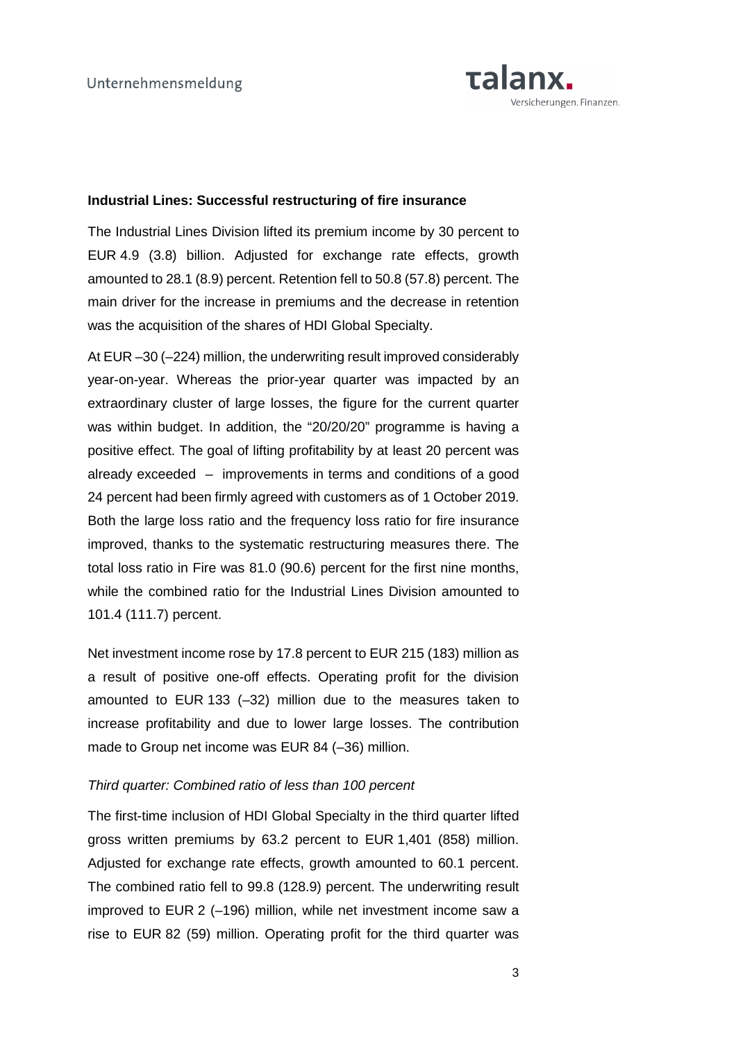**Industrial Lines: Successful restructuring of fire insurance**

The Industrial Lines Division lifted its premium income by 30 percent to EUR 4.9 (3.8) billion. Adjusted for exchange rate effects, growth amounted to 28.1 (8.9) percent. Retention fell to 50.8 (57.8) percent. The main driver for the increase in premiums and the decrease in retention was the acquisition of the shares of HDI Global Specialty.

At EUR –30 (–224) million, the underwriting result improved considerably year-on-year. Whereas the prior-year quarter was impacted by an extraordinary cluster of large losses, the figure for the current quarter was within budget. In addition, the "20/20/20" programme is having a positive effect. The goal of lifting profitability by at least 20 percent was already exceeded – improvements in terms and conditions of a good 24 percent had been firmly agreed with customers as of 1 October 2019. Both the large loss ratio and the frequency loss ratio for fire insurance improved, thanks to the systematic restructuring measures there. The total loss ratio in Fire was 81.0 (90.6) percent for the first nine months, while the combined ratio for the Industrial Lines Division amounted to 101.4 (111.7) percent.

Net investment income rose by 17.8 percent to EUR 215 (183) million as a result of positive one-off effects. Operating profit for the division amounted to EUR 133 (–32) million due to the measures taken to increase profitability and due to lower large losses. The contribution made to Group net income was EUR 84 (–36) million.

*Third quarter: Combined ratio of less than 100 percent*

The first-time inclusion of HDI Global Specialty in the third quarter lifted gross written premiums by 63.2 percent to EUR 1,401 (858) million. Adjusted for exchange rate effects, growth amounted to 60.1 percent. The combined ratio fell to 99.8 (128.9) percent. The underwriting result improved to EUR 2 (–196) million, while net investment income saw a rise to EUR 82 (59) million. Operating profit for the third quarter was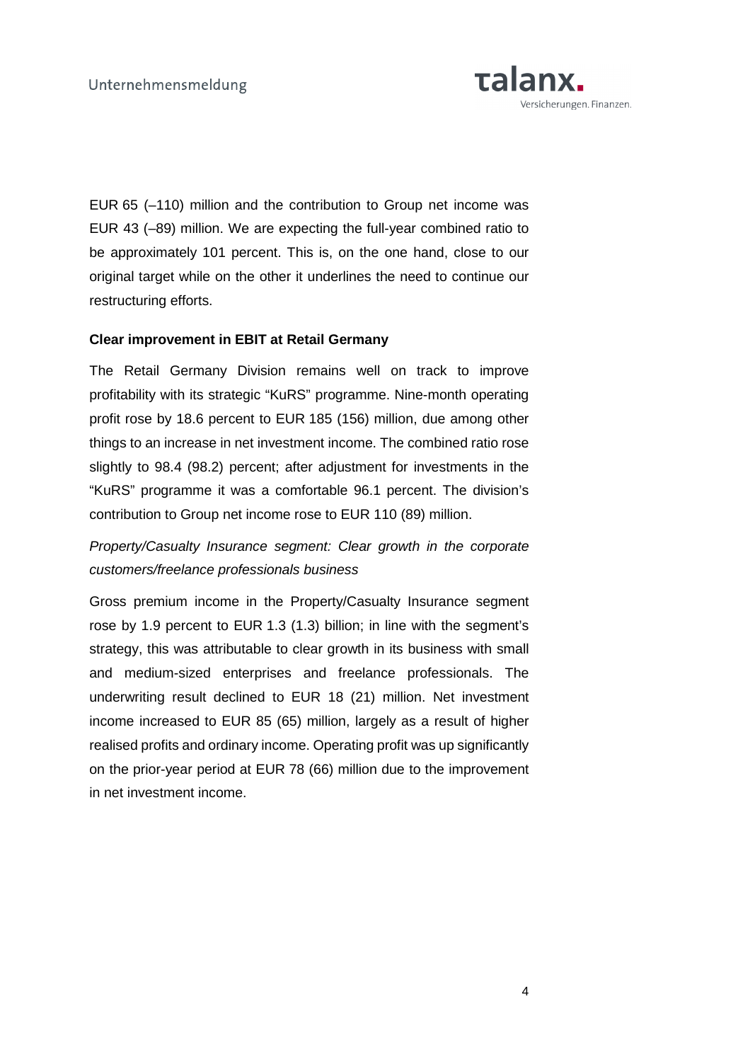EUR 65 (–110) million and the contribution to Group net income was EUR 43 (–89) million. We are expecting the full-year combined ratio to be approximately 101 percent. This is, on the one hand, close to our original target while on the other it underlines the need to continue our restructuring efforts.

**Clear improvement in EBIT at Retail Germany**

The Retail Germany Division remains well on track to improve profitability with its strategic "KuRS" programme. Nine-month operating profit rose by 18.6 percent to EUR 185 (156) million, due among other things to an increase in net investment income. The combined ratio rose slightly to 98.4 (98.2) percent; after adjustment for investments in the "KuRS" programme it was a comfortable 96.1 percent. The division's contribution to Group net income rose to EUR 110 (89) million.

*Property/Casualty Insurance segment: Clear growth in the corporate customers/freelance professionals business*

Gross premium income in the Property/Casualty Insurance segment rose by 1.9 percent to EUR 1.3 (1.3) billion; in line with the segment's strategy, this was attributable to clear growth in its business with small and medium-sized enterprises and freelance professionals. The underwriting result declined to EUR 18 (21) million. Net investment income increased to EUR 85 (65) million, largely as a result of higher realised profits and ordinary income. Operating profit was up significantly on the prior-year period at EUR 78 (66) million due to the improvement in net investment income.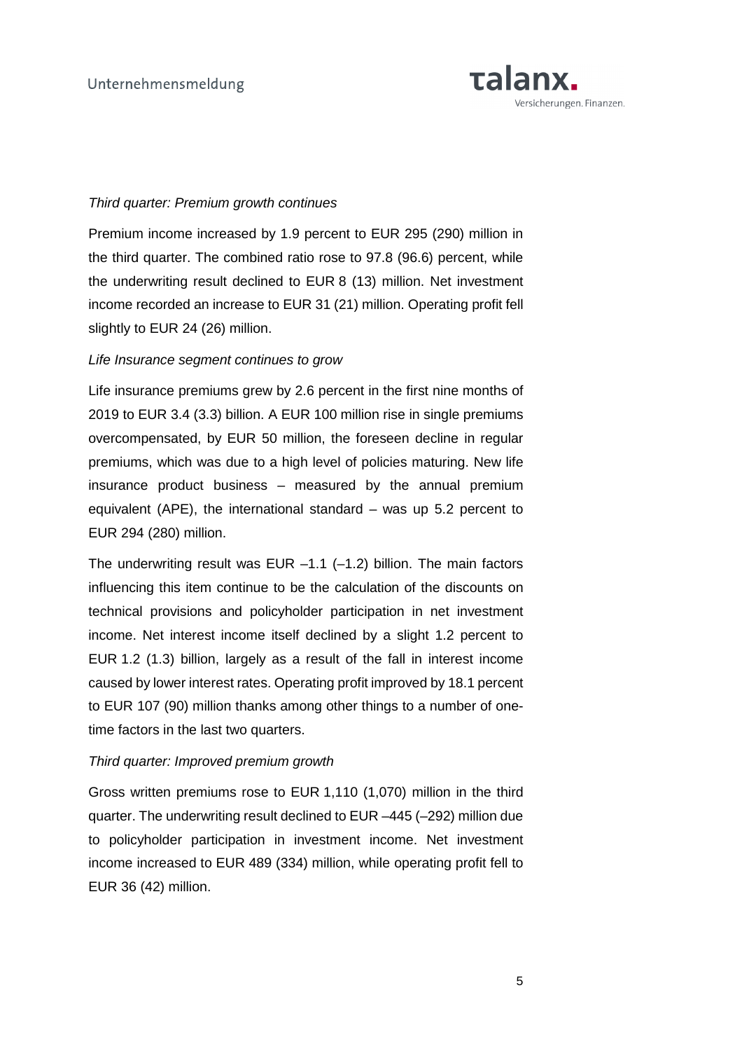*Third quarter: Premium growth continues*

Premium income increased by 1.9 percent to EUR 295 (290) million in the third quarter. The combined ratio rose to 97.8 (96.6) percent, while the underwriting result declined to EUR 8 (13) million. Net investment income recorded an increase to EUR 31 (21) million. Operating profit fell slightly to EUR 24 (26) million.

*Life Insurance segment continues to grow*

Life insurance premiums grew by 2.6 percent in the first nine months of 2019 to EUR 3.4 (3.3) billion. A EUR 100 million rise in single premiums overcompensated, by EUR 50 million, the foreseen decline in regular premiums, which was due to a high level of policies maturing. New life insurance product business – measured by the annual premium equivalent (APE), the international standard – was up 5.2 percent to EUR 294 (280) million.

The underwriting result was EUR –1.1 (–1.2) billion. The main factors influencing this item continue to be the calculation of the discounts on technical provisions and policyholder participation in net investment income. Net interest income itself declined by a slight 1.2 percent to EUR 1.2 (1.3) billion, largely as a result of the fall in interest income caused by lower interest rates. Operating profit improved by 18.1 percent to EUR 107 (90) million thanks among other things to a number of one-time factors in the last two quarters.

*Third quarter: Improved premium growth*

Gross written premiums rose to EUR 1,110 (1,070) million in the third quarter. The underwriting result declined to EUR –445 (–292) million due to policyholder participation in investment income. Net investment income increased to EUR 489 (334) million, while operating profit fell to EUR 36 (42) million.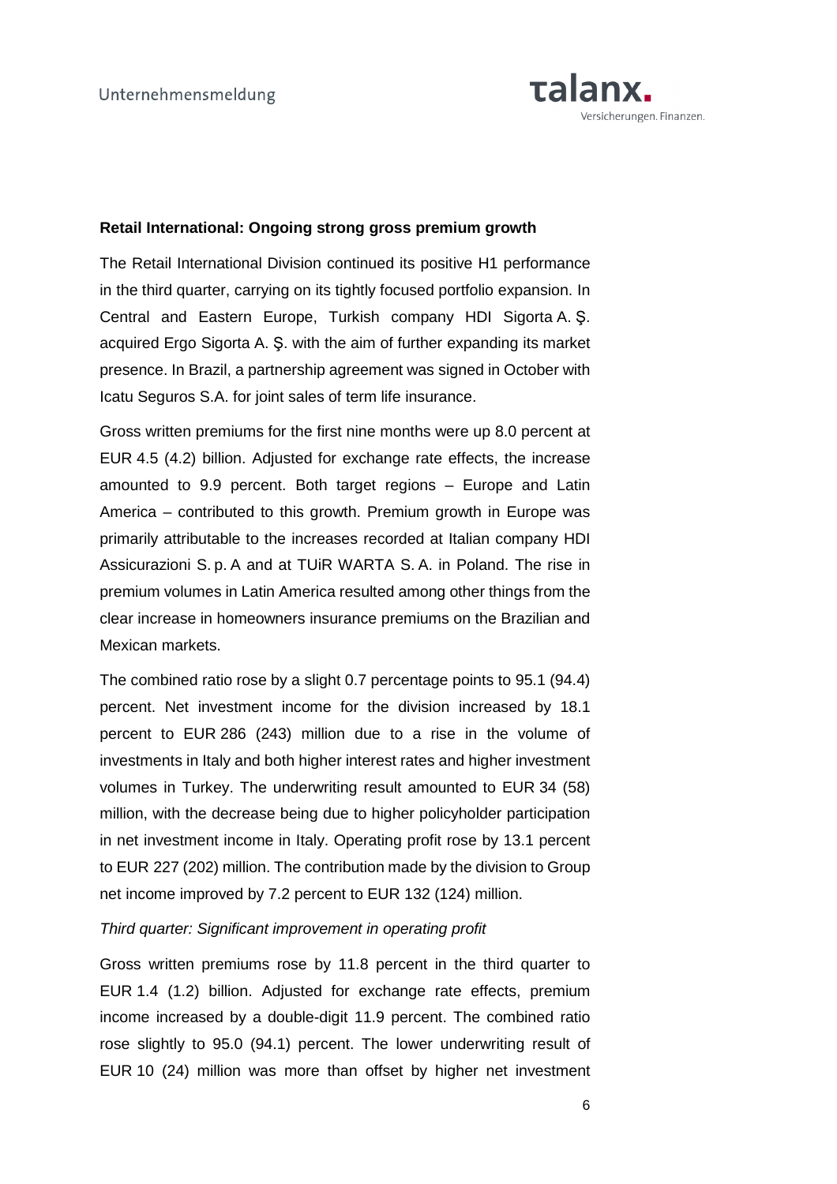**Retail International: Ongoing strong gross premium growth**

The Retail International Division continued its positive H1 performance in the third quarter, carrying on its tightly focused portfolio expansion. In Central and Eastern Europe, Turkish company HDI Sigorta A. Ş. acquired Ergo Sigorta A. Ş. with the aim of further expanding its market presence. In Brazil, a partnership agreement was signed in October with Icatu Seguros S.A. for joint sales of term life insurance.

Gross written premiums for the first nine months were up 8.0 percent at EUR 4.5 (4.2) billion. Adjusted for exchange rate effects, the increase amounted to 9.9 percent. Both target regions – Europe and Latin America – contributed to this growth. Premium growth in Europe was primarily attributable to the increases recorded at Italian company HDI Assicurazioni S. p. A and at TUiR WARTA S. A. in Poland. The rise in premium volumes in Latin America resulted among other things from the clear increase in homeowners insurance premiums on the Brazilian and Mexican markets.

The combined ratio rose by a slight 0.7 percentage points to 95.1 (94.4) percent. Net investment income for the division increased by 18.1 percent to EUR 286 (243) million due to a rise in the volume of investments in Italy and both higher interest rates and higher investment volumes in Turkey. The underwriting result amounted to EUR 34 (58) million, with the decrease being due to higher policyholder participation in net investment income in Italy. Operating profit rose by 13.1 percent to EUR 227 (202) million. The contribution made by the division to Group net income improved by 7.2 percent to EUR 132 (124) million.

*Third quarter: Significant improvement in operating profit*

Gross written premiums rose by 11.8 percent in the third quarter to EUR 1.4 (1.2) billion. Adjusted for exchange rate effects, premium income increased by a double-digit 11.9 percent. The combined ratio rose slightly to 95.0 (94.1) percent. The lower underwriting result of EUR 10 (24) million was more than offset by higher net investment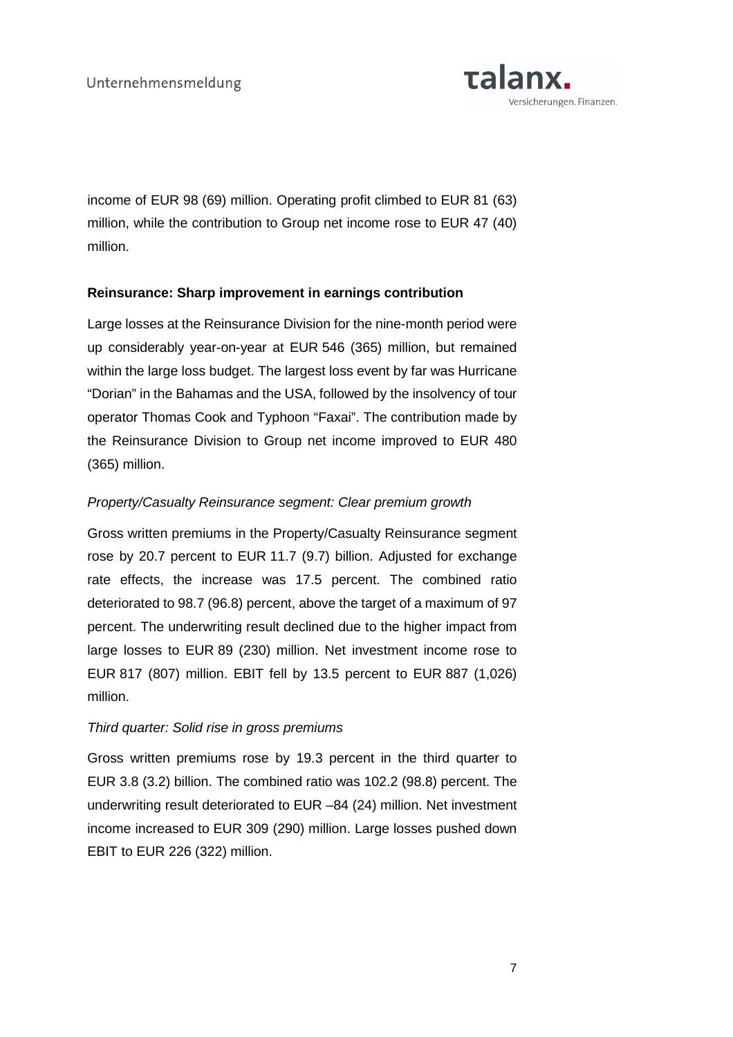income of EUR 98 (69) million. Operating profit climbed to EUR 81 (63) million, while the contribution to Group net income rose to EUR 47 (40) million.

**Reinsurance: Sharp improvement in earnings contribution**

Large losses at the Reinsurance Division for the nine-month period were up considerably year-on-year at EUR 546 (365) million, but remained within the large loss budget. The largest loss event by far was Hurricane "Dorian" in the Bahamas and the USA, followed by the insolvency of tour operator Thomas Cook and Typhoon "Faxai". The contribution made by the Reinsurance Division to Group net income improved to EUR 480 (365) million.

*Property/Casualty Reinsurance segment: Clear premium growth*

Gross written premiums in the Property/Casualty Reinsurance segment rose by 20.7 percent to EUR 11.7 (9.7) billion. Adjusted for exchange rate effects, the increase was 17.5 percent. The combined ratio deteriorated to 98.7 (96.8) percent, above the target of a maximum of 97 percent. The underwriting result declined due to the higher impact from large losses to EUR 89 (230) million. Net investment income rose to EUR 817 (807) million. EBIT fell by 13.5 percent to EUR 887 (1,026) million.

*Third quarter: Solid rise in gross premiums*

Gross written premiums rose by 19.3 percent in the third quarter to EUR 3.8 (3.2) billion. The combined ratio was 102.2 (98.8) percent. The underwriting result deteriorated to EUR –84 (24) million. Net investment income increased to EUR 309 (290) million. Large losses pushed down EBIT to EUR 226 (322) million.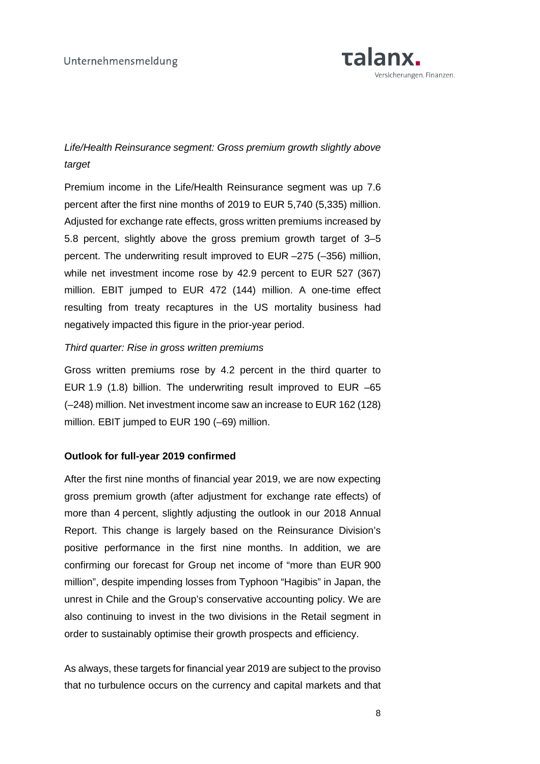*Life/Health Reinsurance segment: Gross premium growth slightly above target*

Premium income in the Life/Health Reinsurance segment was up 7.6 percent after the first nine months of 2019 to EUR 5,740 (5,335) million. Adjusted for exchange rate effects, gross written premiums increased by 5.8 percent, slightly above the gross premium growth target of 3–5 percent. The underwriting result improved to EUR –275 (–356) million, while net investment income rose by 42.9 percent to EUR 527 (367) million. EBIT jumped to EUR 472 (144) million. A one-time effect resulting from treaty recaptures in the US mortality business had negatively impacted this figure in the prior-year period.

*Third quarter: Rise in gross written premiums*

Gross written premiums rose by 4.2 percent in the third quarter to EUR 1.9 (1.8) billion. The underwriting result improved to EUR –65 (–248) million. Net investment income saw an increase to EUR 162 (128) million. EBIT jumped to EUR 190 (–69) million.

**Outlook for full-year 2019 confirmed**

After the first nine months of financial year 2019, we are now expecting gross premium growth (after adjustment for exchange rate effects) of more than 4 percent, slightly adjusting the outlook in our 2018 Annual Report. This change is largely based on the Reinsurance Division's positive performance in the first nine months. In addition, we are confirming our forecast for Group net income of "more than EUR 900 million", despite impending losses from Typhoon "Hagibis" in Japan, the unrest in Chile and the Group's conservative accounting policy. We are also continuing to invest in the two divisions in the Retail segment in order to sustainably optimise their growth prospects and efficiency.

As always, these targets for financial year 2019 are subject to the proviso that no turbulence occurs on the currency and capital markets and that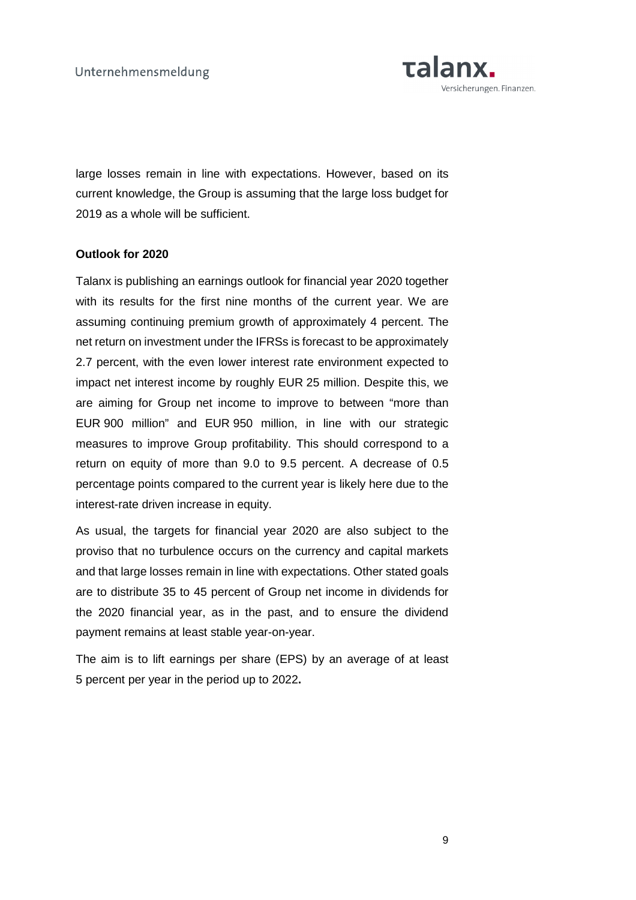large losses remain in line with expectations. However, based on its current knowledge, the Group is assuming that the large loss budget for 2019 as a whole will be sufficient.

**Outlook for 2020**

Talanx is publishing an earnings outlook for financial year 2020 together with its results for the first nine months of the current year. We are assuming continuing premium growth of approximately 4 percent. The net return on investment under the IFRSs is forecast to be approximately 2.7 percent, with the even lower interest rate environment expected to impact net interest income by roughly EUR 25 million. Despite this, we are aiming for Group net income to improve to between "more than EUR 900 million" and EUR 950 million, in line with our strategic measures to improve Group profitability. This should correspond to a return on equity of more than 9.0 to 9.5 percent. A decrease of 0.5 percentage points compared to the current year is likely here due to the interest-rate driven increase in equity.

As usual, the targets for financial year 2020 are also subject to the proviso that no turbulence occurs on the currency and capital markets and that large losses remain in line with expectations. Other stated goals are to distribute 35 to 45 percent of Group net income in dividends for the 2020 financial year, as in the past, and to ensure the dividend payment remains at least stable year-on-year.

The aim is to lift earnings per share (EPS) by an average of at least 5 percent per year in the period up to 2022**.**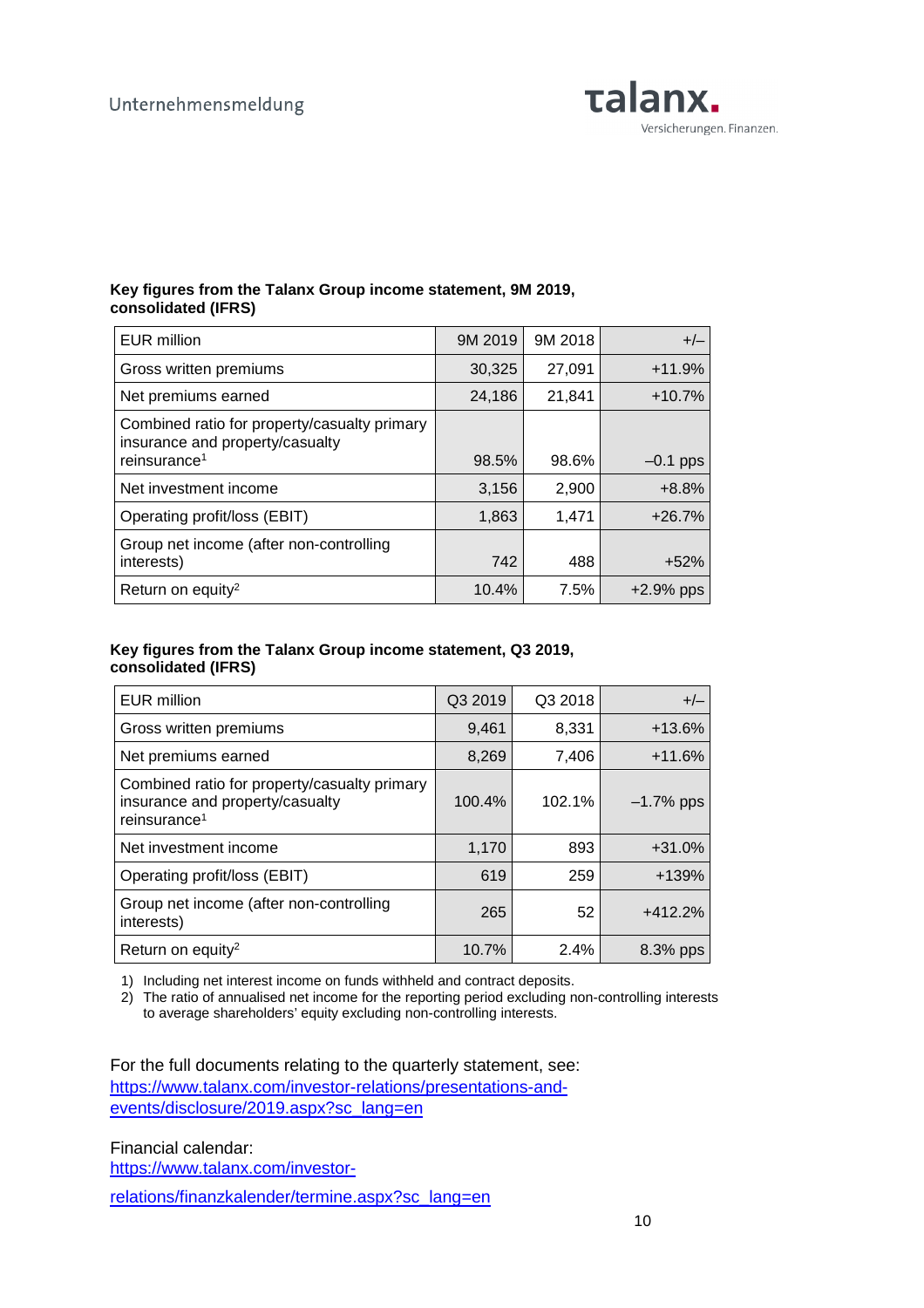**Key figures from the Talanx Group income statement, 9M 2019, consolidated (IFRS)**

| EUR million | 9M 2019 | 9M 2018 | +/– |
|---|---|---|---|
| Gross written premiums | 30,325 | 27,091 | +11.9% |
| Net premiums earned | 24,186 | 21,841 | +10.7% |
| Combined ratio for property/casualty primary insurance and property/casualty reinsurance[1] | 98.5% | 98.6% | –0.1 pps |
| Net investment income | 3,156 | 2,900 | +8.8% |
| Operating profit/loss (EBIT) | 1,863 | 1,471 | +26.7% |
| Group net income (after non-controlling interests) | 742 | 488 | +52% |
| Return on equity[2] | 10.4% | 7.5% | +2.9% pps |

**Key figures from the Talanx Group income statement, Q3 2019, consolidated (IFRS)**

| EUR million | Q3 2019 | Q3 2018 | +/– |
|---|---|---|---|
| Gross written premiums | 9,461 | 8,331 | +13.6% |
| Net premiums earned | 8,269 | 7,406 | +11.6% |
| Combined ratio for property/casualty primary insurance and property/casualty reinsurance[1] | 100.4% | 102.1% | –1.7% pps |
| Net investment income | 1,170 | 893 | +31.0% |
| Operating profit/loss (EBIT) | 619 | 259 | +139% |
| Group net income (after non-controlling interests) | 265 | 52 | +412.2% |
| Return on equity[2] | 10.7% | 2.4% | 8.3% pps |

1) Including net interest income on funds withheld and contract deposits.
2) The ratio of annualised net income for the reporting period excluding non-controlling interests to average shareholders' equity excluding non-controlling interests.

For the full documents relating to the quarterly statement, see:
https://www.talanx.com/investor-relations/presentations-and-events/disclosure/2019.aspx?sc_lang=en

Financial calendar:
https://www.talanx.com/investor-relations/finanzkalender/termine.aspx?sc_lang=en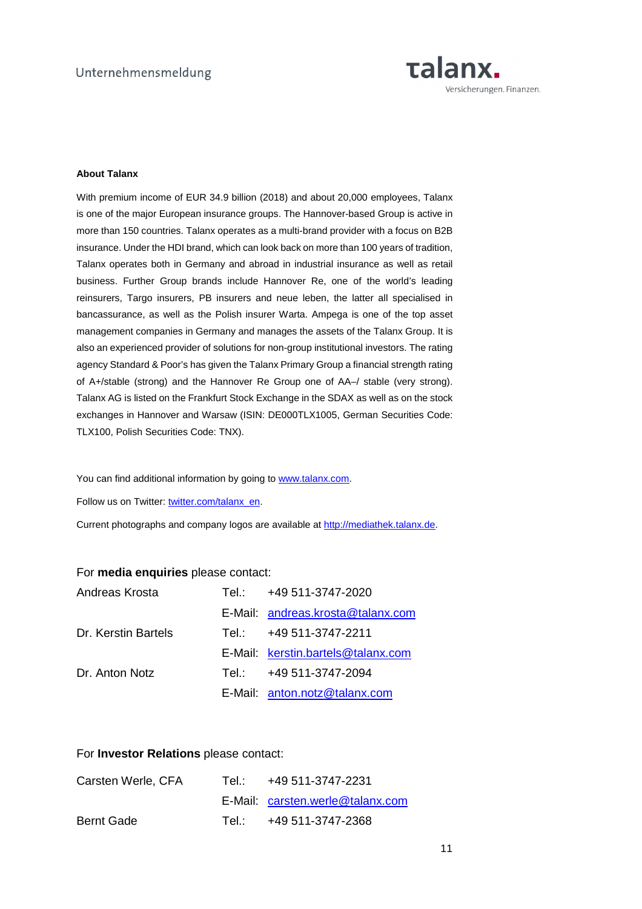**About Talanx**

With premium income of EUR 34.9 billion (2018) and about 20,000 employees, Talanx is one of the major European insurance groups. The Hannover-based Group is active in more than 150 countries. Talanx operates as a multi-brand provider with a focus on B2B insurance. Under the HDI brand, which can look back on more than 100 years of tradition, Talanx operates both in Germany and abroad in industrial insurance as well as retail business. Further Group brands include Hannover Re, one of the world's leading reinsurers, Targo insurers, PB insurers and neue leben, the latter all specialised in bancassurance, as well as the Polish insurer Warta. Ampega is one of the top asset management companies in Germany and manages the assets of the Talanx Group. It is also an experienced provider of solutions for non-group institutional investors. The rating agency Standard & Poor's has given the Talanx Primary Group a financial strength rating of A+/stable (strong) and the Hannover Re Group one of AA–/ stable (very strong). Talanx AG is listed on the Frankfurt Stock Exchange in the SDAX as well as on the stock exchanges in Hannover and Warsaw (ISIN: DE000TLX1005, German Securities Code: TLX100, Polish Securities Code: TNX).

You can find additional information by going to www.talanx.com.

Follow us on Twitter: twitter.com/talanx_en.

Current photographs and company logos are available at http://mediathek.talanx.de.

For **media enquiries** please contact:

| | | |
|---|---|---|
| Andreas Krosta | Tel.: | +49 511-3747-2020 |
| | E-Mail: | andreas.krosta@talanx.com |
| Dr. Kerstin Bartels | Tel.: | +49 511-3747-2211 |
| | E-Mail: | kerstin.bartels@talanx.com |
| Dr. Anton Notz | Tel.: | +49 511-3747-2094 |
| | E-Mail: | anton.notz@talanx.com |

For **Investor Relations** please contact:

| | | |
|---|---|---|
| Carsten Werle, CFA | Tel.: | +49 511-3747-2231 |
| | E-Mail: | carsten.werle@talanx.com |
| Bernt Gade | Tel.: | +49 511-3747-2368 |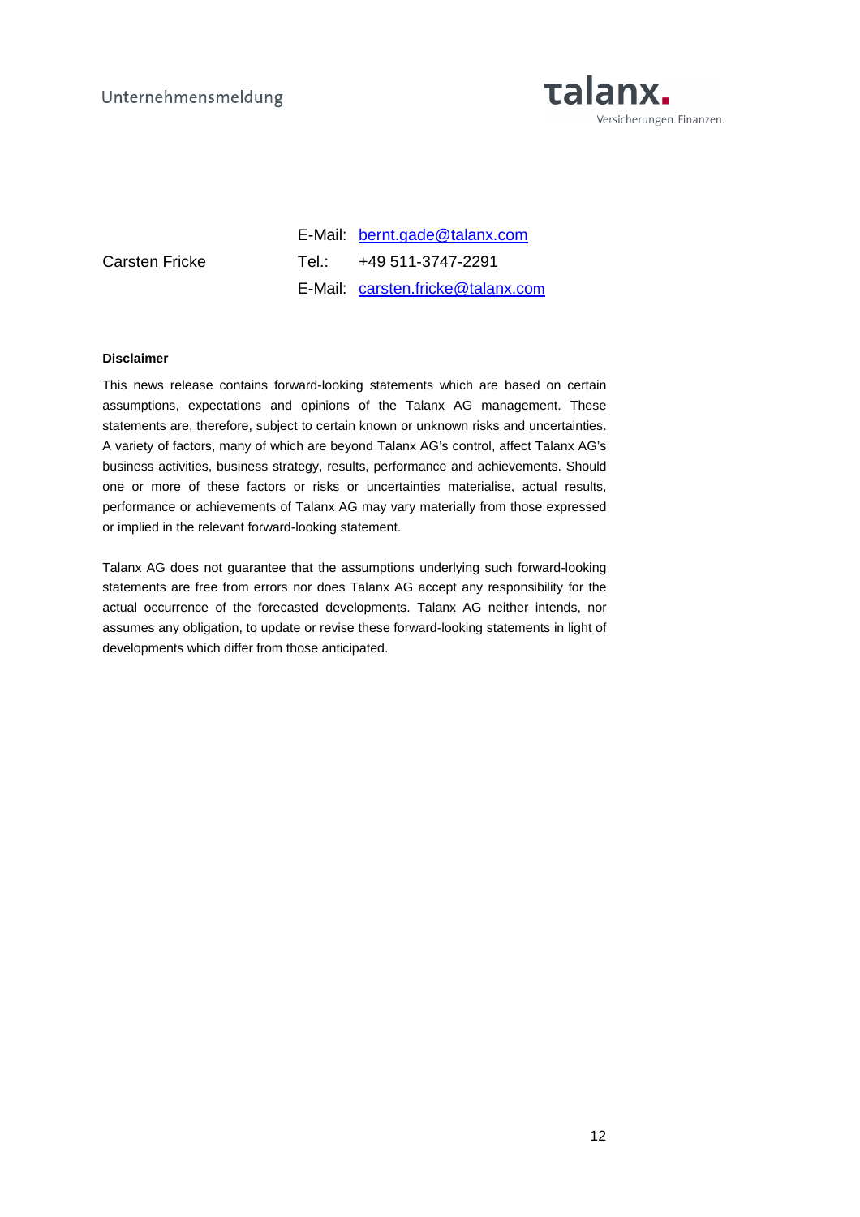| | | |
|---|---|---|
| | E-Mail: | bernt.gade@talanx.com |
| Carsten Fricke | Tel.: | +49 511-3747-2291 |
| | E-Mail: | carsten.fricke@talanx.com |

**Disclaimer**

This news release contains forward-looking statements which are based on certain assumptions, expectations and opinions of the Talanx AG management. These statements are, therefore, subject to certain known or unknown risks and uncertainties. A variety of factors, many of which are beyond Talanx AG's control, affect Talanx AG's business activities, business strategy, results, performance and achievements. Should one or more of these factors or risks or uncertainties materialise, actual results, performance or achievements of Talanx AG may vary materially from those expressed or implied in the relevant forward-looking statement.

Talanx AG does not guarantee that the assumptions underlying such forward-looking statements are free from errors nor does Talanx AG accept any responsibility for the actual occurrence of the forecasted developments. Talanx AG neither intends, nor assumes any obligation, to update or revise these forward-looking statements in light of developments which differ from those anticipated.